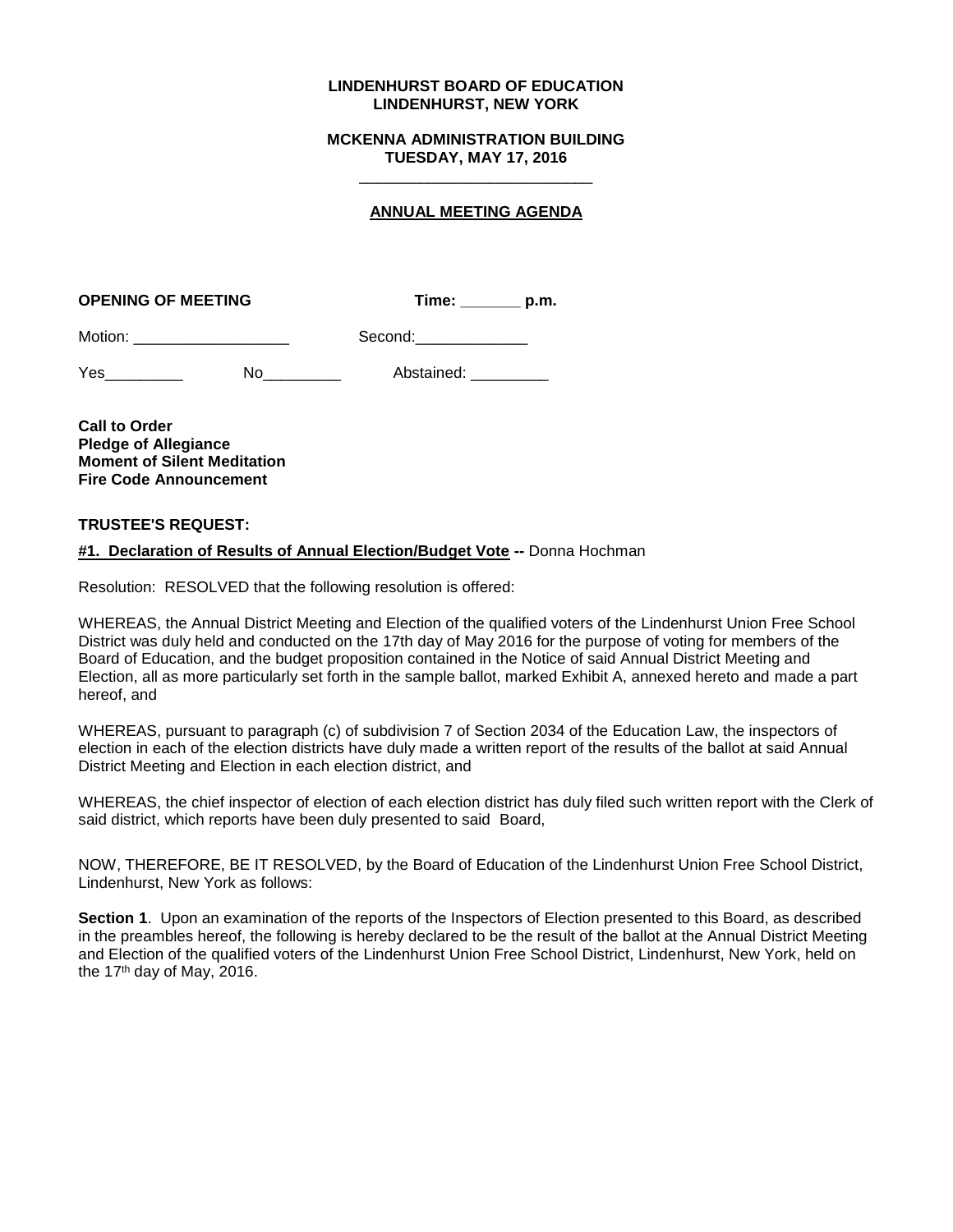**LINDENHURST BOARD OF EDUCATION**
**LINDENHURST, NEW YORK**

**MCKENNA ADMINISTRATION BUILDING**
**TUESDAY, MAY 17, 2016**

___________________________

**ANNUAL MEETING AGENDA**

**OPENING OF MEETING** **Time: _______ p.m.**

Motion: __________________ Second:_____________

Yes_________ No_________ Abstained: _________

**Call to Order**
**Pledge of Allegiance**
**Moment of Silent Meditation**
**Fire Code Announcement**

**TRUSTEE'S REQUEST:**

**#1. Declaration of Results of Annual Election/Budget Vote --** Donna Hochman

Resolution: RESOLVED that the following resolution is offered:

WHEREAS, the Annual District Meeting and Election of the qualified voters of the Lindenhurst Union Free School District was duly held and conducted on the 17th day of May 2016 for the purpose of voting for members of the Board of Education, and the budget proposition contained in the Notice of said Annual District Meeting and Election, all as more particularly set forth in the sample ballot, marked Exhibit A, annexed hereto and made a part hereof, and

WHEREAS, pursuant to paragraph (c) of subdivision 7 of Section 2034 of the Education Law, the inspectors of election in each of the election districts have duly made a written report of the results of the ballot at said Annual District Meeting and Election in each election district, and

WHEREAS, the chief inspector of election of each election district has duly filed such written report with the Clerk of said district, which reports have been duly presented to said Board,

NOW, THEREFORE, BE IT RESOLVED, by the Board of Education of the Lindenhurst Union Free School District, Lindenhurst, New York as follows:

**Section 1**. Upon an examination of the reports of the Inspectors of Election presented to this Board, as described in the preambles hereof, the following is hereby declared to be the result of the ballot at the Annual District Meeting and Election of the qualified voters of the Lindenhurst Union Free School District, Lindenhurst, New York, held on the 17th day of May, 2016.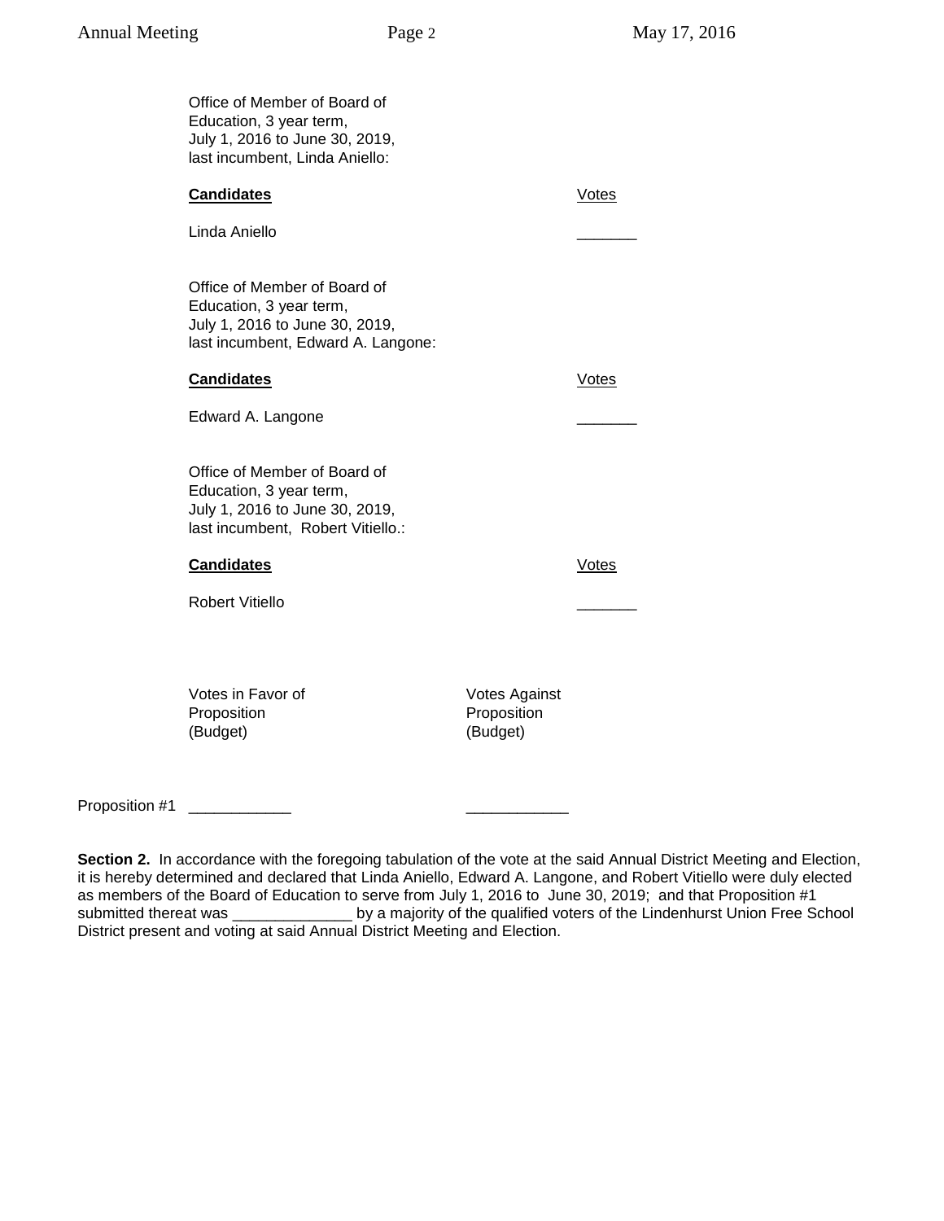Office of Member of Board of Education, 3 year term, July 1, 2016 to June 30, 2019, last incumbent, Linda Aniello:

| **Candidates** | Votes |
|---|---|
| Linda Aniello | _______ |

Office of Member of Board of Education, 3 year term, July 1, 2016 to June 30, 2019, last incumbent, Edward A. Langone:

| **Candidates** | Votes |
|---|---|
| Edward A. Langone | _______ |

Office of Member of Board of Education, 3 year term, July 1, 2016 to June 30, 2019, last incumbent, Robert Vitiello.:

| **Candidates** | Votes |
|---|---|
| Robert Vitiello | _______ |

| | Votes in Favor of Proposition (Budget) | Votes Against Proposition (Budget) |
|---|---|---|
| Proposition #1 | ____________ | ____________ |

**Section 2.** In accordance with the foregoing tabulation of the vote at the said Annual District Meeting and Election, it is hereby determined and declared that Linda Aniello, Edward A. Langone, and Robert Vitiello were duly elected as members of the Board of Education to serve from July 1, 2016 to June 30, 2019; and that Proposition #1 submitted thereat was ______________ by a majority of the qualified voters of the Lindenhurst Union Free School District present and voting at said Annual District Meeting and Election.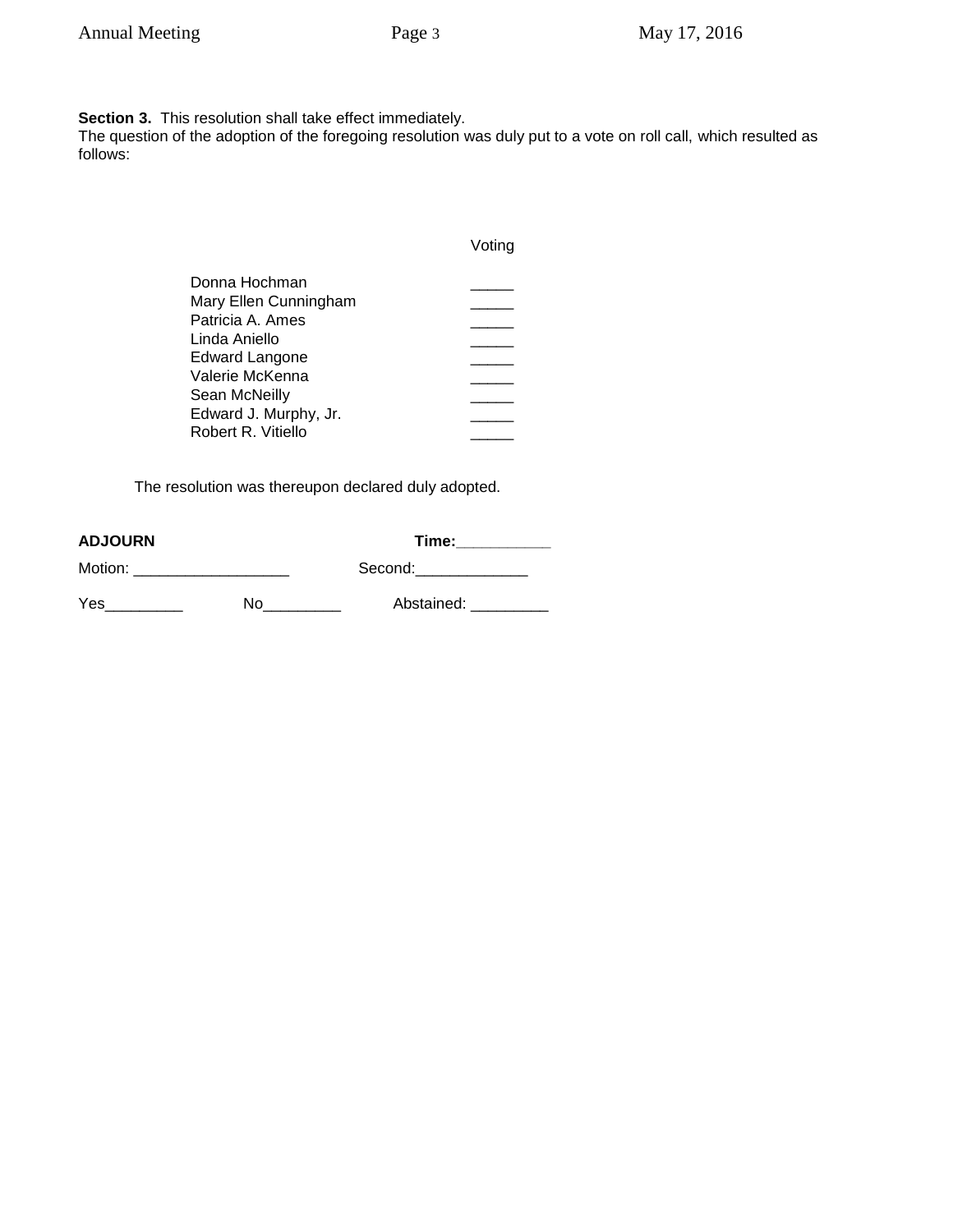**Section 3.** This resolution shall take effect immediately.
The question of the adoption of the foregoing resolution was duly put to a vote on roll call, which resulted as follows:

| | Voting |
|---|---|
| Donna Hochman | _____ |
| Mary Ellen Cunningham | _____ |
| Patricia A. Ames | _____ |
| Linda Aniello | _____ |
| Edward Langone | _____ |
| Valerie McKenna | _____ |
| Sean McNeilly | _____ |
| Edward J. Murphy, Jr. | _____ |
| Robert R. Vitiello | _____ |

The resolution was thereupon declared duly adopted.

**ADJOURN** **Time:___________**

Motion: __________________ Second:_____________

Yes_________ No_________ Abstained: _________